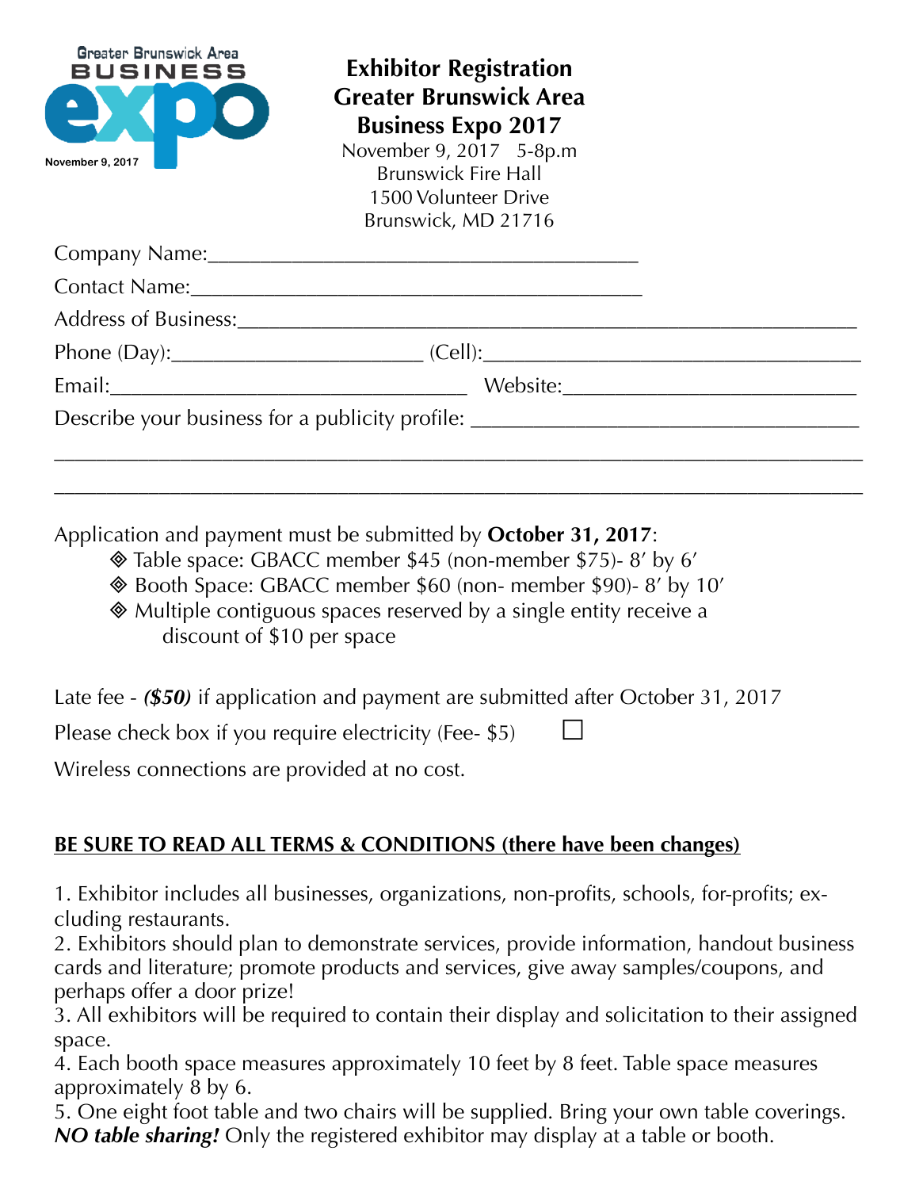Greater Brunswick Area BUSINESS expo November 9, 2017

# Exhibitor Registration Greater Brunswick Area Business Expo 2017

November 9, 2017 5-8p.m
Brunswick Fire Hall
1500 Volunteer Drive
Brunswick, MD 21716

Company Name:_______________________________________

Contact Name:_________________________________________

Address of Business:____________________________________________________________

Phone (Day):______________________ (Cell):___________________________________

Email:________________________________ Website:___________________________

Describe your business for a publicity profile: ___________________________________

__________________________________________________________________________

__________________________________________________________________________

Application and payment must be submitted by **October 31, 2017**:

- Table space: GBACC member $45 (non-member $75)- 8′ by 6′
- Booth Space: GBACC member $60 (non- member $90)- 8′ by 10′
- Multiple contiguous spaces reserved by a single entity receive a discount of $10 per space

Late fee - ***($50)*** if application and payment are submitted after October 31, 2017

Please check box if you require electricity (Fee- $5) ☐

Wireless connections are provided at no cost.

**BE SURE TO READ ALL TERMS & CONDITIONS (there have been changes)**

1. Exhibitor includes all businesses, organizations, non-profits, schools, for-profits; excluding restaurants.
2. Exhibitors should plan to demonstrate services, provide information, handout business cards and literature; promote products and services, give away samples/coupons, and perhaps offer a door prize!
3. All exhibitors will be required to contain their display and solicitation to their assigned space.
4. Each booth space measures approximately 10 feet by 8 feet. Table space measures approximately 8 by 6.
5. One eight foot table and two chairs will be supplied. Bring your own table coverings. ***NO table sharing!*** Only the registered exhibitor may display at a table or booth.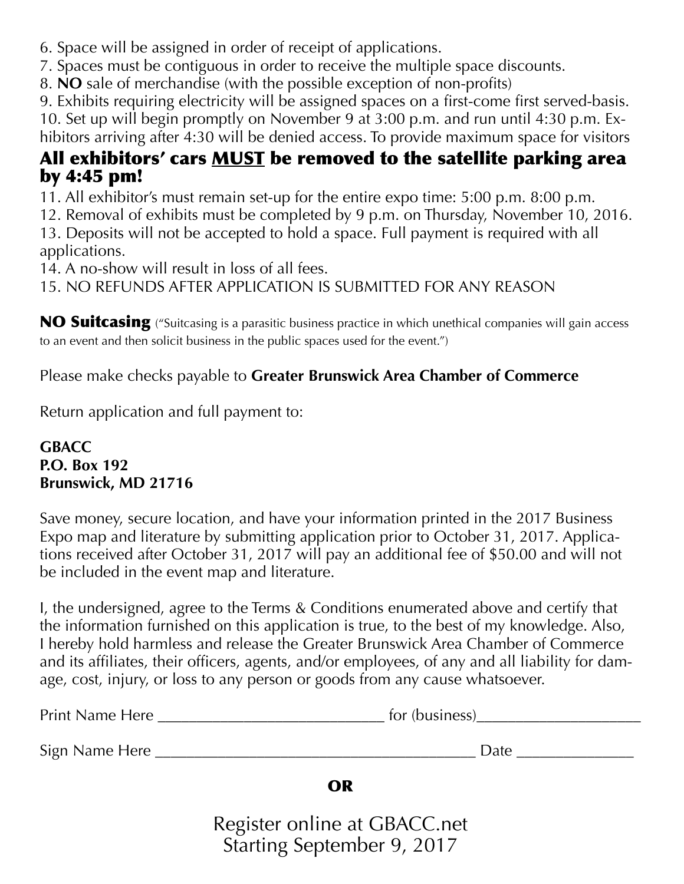6. Space will be assigned in order of receipt of applications.
7. Spaces must be contiguous in order to receive the multiple space discounts.
8. **NO** sale of merchandise (with the possible exception of non-profits)
9. Exhibits requiring electricity will be assigned spaces on a first-come first served-basis.
10. Set up will begin promptly on November 9 at 3:00 p.m. and run until 4:30 p.m. Exhibitors arriving after 4:30 will be denied access. To provide maximum space for visitors

## All exhibitors' cars <u>MUST</u> be removed to the satellite parking area by 4:45 pm!

11. All exhibitor's must remain set-up for the entire expo time: 5:00 p.m. 8:00 p.m.
12. Removal of exhibits must be completed by 9 p.m. on Thursday, November 10, 2016.
13. Deposits will not be accepted to hold a space. Full payment is required with all applications.
14. A no-show will result in loss of all fees.
15. NO REFUNDS AFTER APPLICATION IS SUBMITTED FOR ANY REASON

**NO Suitcasing** ("Suitcasing is a parasitic business practice in which unethical companies will gain access to an event and then solicit business in the public spaces used for the event.")

Please make checks payable to **Greater Brunswick Area Chamber of Commerce**

Return application and full payment to:

**GBACC**
**P.O. Box 192**
**Brunswick, MD 21716**

Save money, secure location, and have your information printed in the 2017 Business Expo map and literature by submitting application prior to October 31, 2017. Applications received after October 31, 2017 will pay an additional fee of $50.00 and will not be included in the event map and literature.

I, the undersigned, agree to the Terms & Conditions enumerated above and certify that the information furnished on this application is true, to the best of my knowledge. Also, I hereby hold harmless and release the Greater Brunswick Area Chamber of Commerce and its affiliates, their officers, agents, and/or employees, of any and all liability for damage, cost, injury, or loss to any person or goods from any cause whatsoever.

Print Name Here ____________________________ for (business)____________________

Sign Name Here ________________________________________ Date ______________

**OR**

Register online at GBACC.net
Starting September 9, 2017